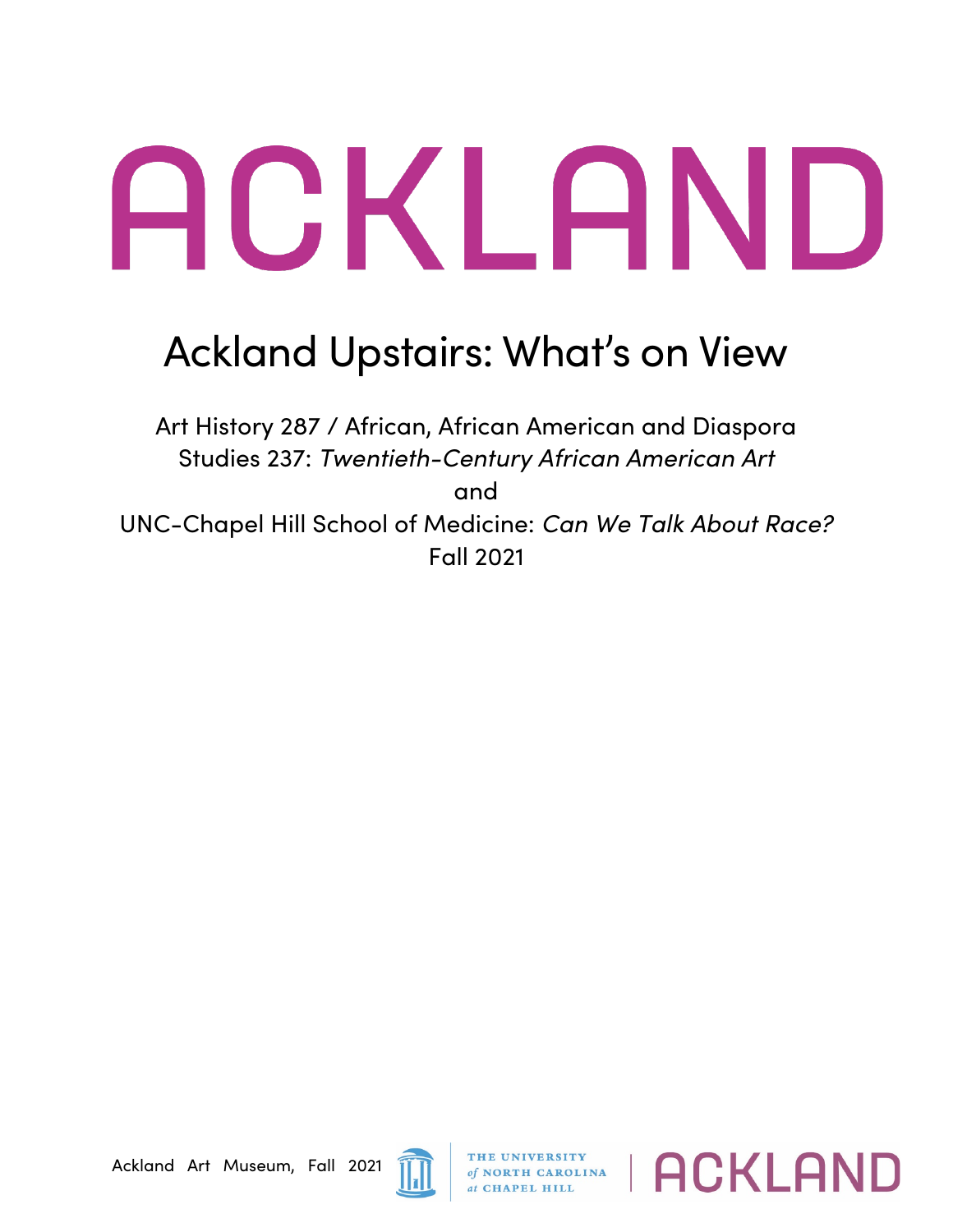# ACKLAND

## Ackland Upstairs: What's on View

Art History 287 / African, African American and Diaspora Studies 237: *Twentieth-Century African American Art*

and

UNC-Chapel Hill School of Medicine: *Can We Talk About Race?*

Fall 2021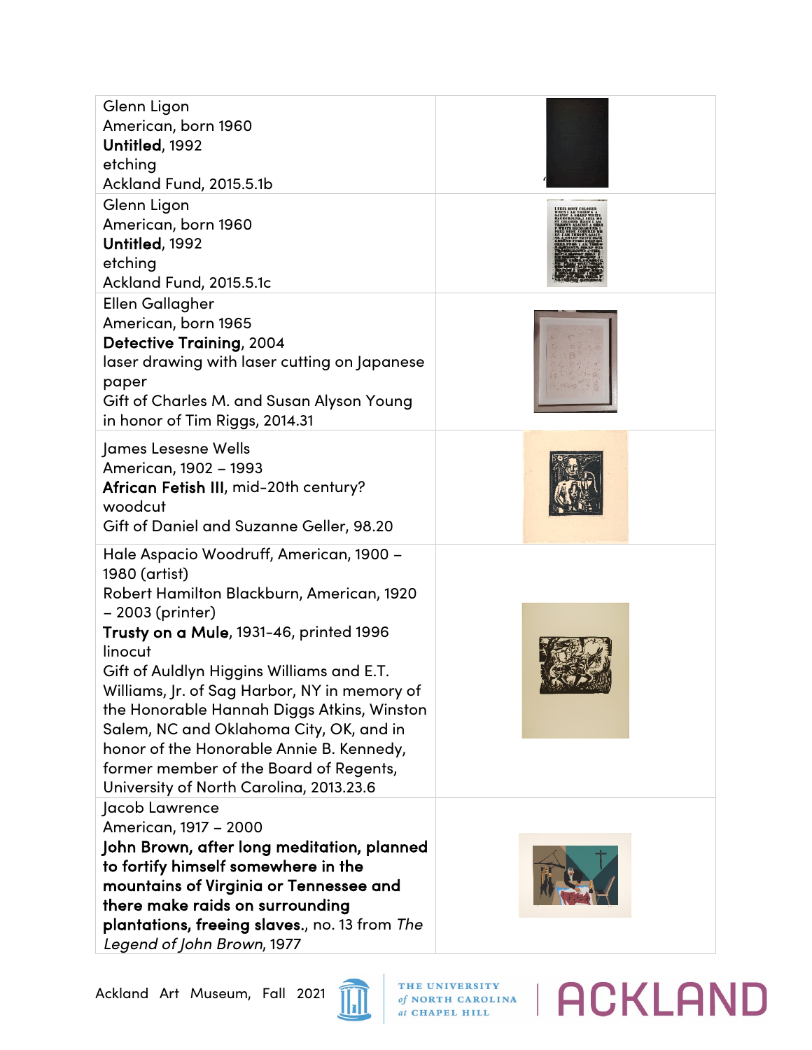| | |
|---|---|
| Glenn Ligon<br>American, born 1960<br>**Untitled**, 1992<br>etching<br>Ackland Fund, 2015.5.1b | |
| Glenn Ligon<br>American, born 1960<br>**Untitled**, 1992<br>etching<br>Ackland Fund, 2015.5.1c | |
| Ellen Gallagher<br>American, born 1965<br>**Detective Training**, 2004<br>laser drawing with laser cutting on Japanese paper<br>Gift of Charles M. and Susan Alyson Young in honor of Tim Riggs, 2014.31 | |
| James Lesesne Wells<br>American, 1902 – 1993<br>**African Fetish III**, mid-20th century?<br>woodcut<br>Gift of Daniel and Suzanne Geller, 98.20 | |
| Hale Aspacio Woodruff, American, 1900 – 1980 (artist)<br>Robert Hamilton Blackburn, American, 1920 – 2003 (printer)<br>**Trusty on a Mule**, 1931-46, printed 1996<br>linocut<br>Gift of Auldlyn Higgins Williams and E.T. Williams, Jr. of Sag Harbor, NY in memory of the Honorable Hannah Diggs Atkins, Winston Salem, NC and Oklahoma City, OK, and in honor of the Honorable Annie B. Kennedy, former member of the Board of Regents, University of North Carolina, 2013.23.6 | |
| Jacob Lawrence<br>American, 1917 – 2000<br>**John Brown, after long meditation, planned to fortify himself somewhere in the mountains of Virginia or Tennessee and there make raids on surrounding plantations, freeing slaves.**, no. 13 from *The Legend of John Brown*, 1977 | |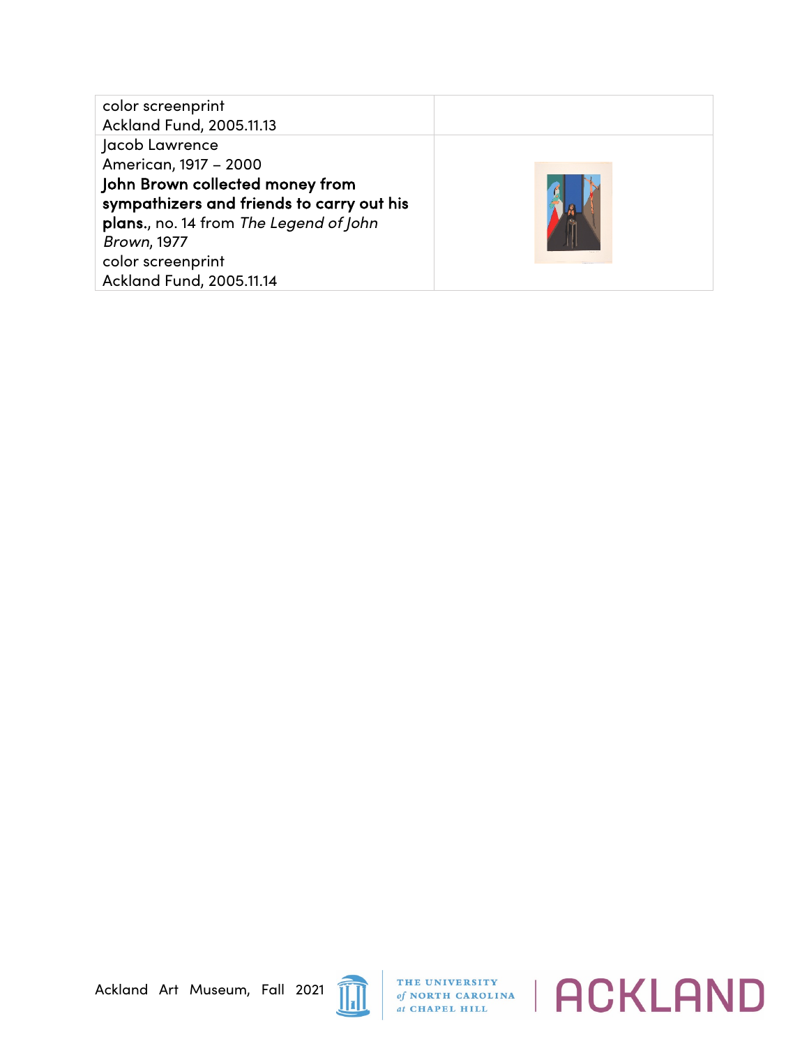| | |
|---|---|
| color screenprint<br>Ackland Fund, 2005.11.13 | |
| Jacob Lawrence<br>American, 1917 – 2000<br>**John Brown collected money from sympathizers and friends to carry out his plans.**, no. 14 from *The Legend of John Brown*, 1977<br>color screenprint<br>Ackland Fund, 2005.11.14 | |